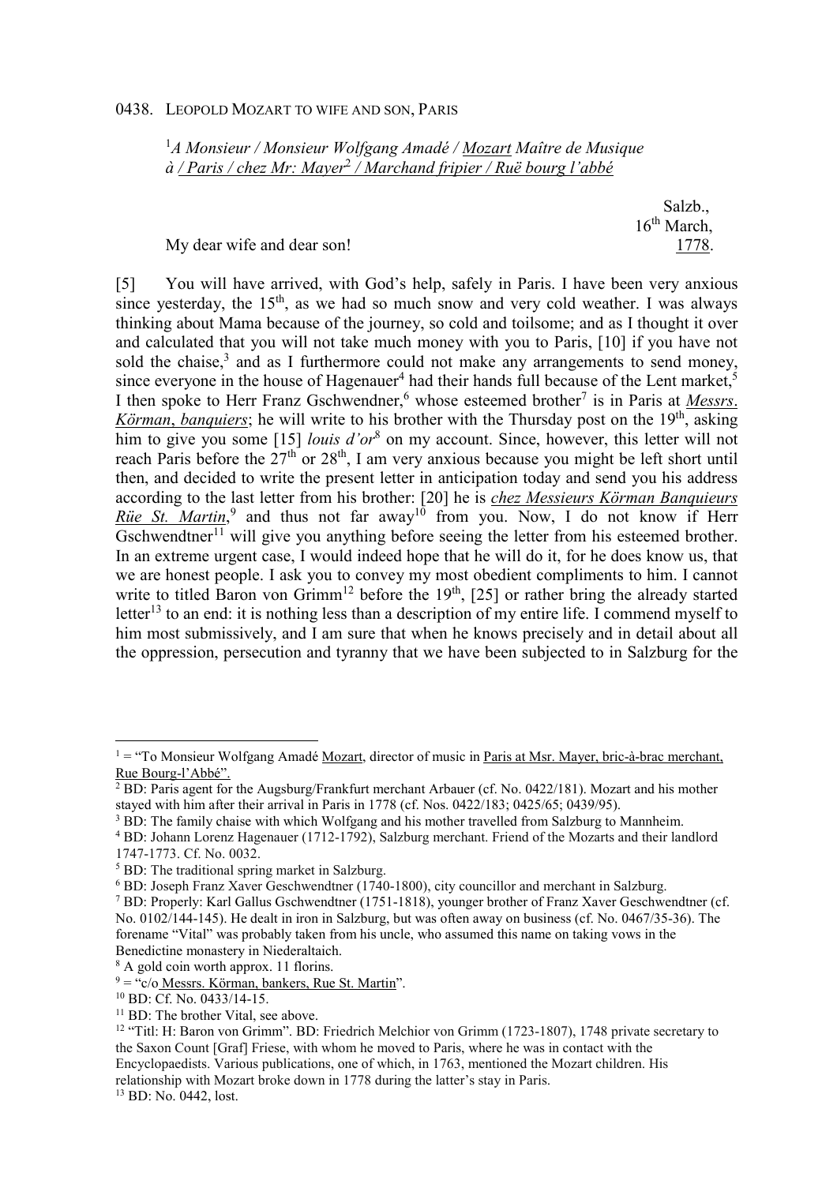0438. LEOPOLD MOZART TO WIFE AND SON, PARIS

[1]*A Monsieur / Monsieur Wolfgang Amadé / Mozart Maître de Musique à / Paris / chez Mr: Mayer*[2] */ Marchand fripier / Ruë bourg l'abbé*

Salzb., 16[th] March, 1778.

My dear wife and dear son!

[5] You will have arrived, with God's help, safely in Paris. I have been very anxious since yesterday, the 15[th], as we had so much snow and very cold weather. I was always thinking about Mama because of the journey, so cold and toilsome; and as I thought it over and calculated that you will not take much money with you to Paris, [10] if you have not sold the chaise,[3] and as I furthermore could not make any arrangements to send money, since everyone in the house of Hagenauer[4] had their hands full because of the Lent market,[5] I then spoke to Herr Franz Gschwendner,[6] whose esteemed brother[7] is in Paris at *Messrs. Körman, banquiers*; he will write to his brother with the Thursday post on the 19[th], asking him to give you some [15] *louis d'or*[8] on my account. Since, however, this letter will not reach Paris before the 27[th] or 28[th], I am very anxious because you might be left short until then, and decided to write the present letter in anticipation today and send you his address according to the last letter from his brother: [20] he is *chez Messieurs Körman Banquieurs Rüe St. Martin*,[9] and thus not far away[10] from you. Now, I do not know if Herr Gschwendtner[11] will give you anything before seeing the letter from his esteemed brother. In an extreme urgent case, I would indeed hope that he will do it, for he does know us, that we are honest people. I ask you to convey my most obedient compliments to him. I cannot write to titled Baron von Grimm[12] before the 19[th], [25] or rather bring the already started letter[13] to an end: it is nothing less than a description of my entire life. I commend myself to him most submissively, and I am sure that when he knows precisely and in detail about all the oppression, persecution and tyranny that we have been subjected to in Salzburg for the

---

[1] = "To Monsieur Wolfgang Amadé Mozart, director of music in Paris at Msr. Mayer, bric-à-brac merchant, Rue Bourg-l'Abbé".

[2] BD: Paris agent for the Augsburg/Frankfurt merchant Arbauer (cf. No. 0422/181). Mozart and his mother stayed with him after their arrival in Paris in 1778 (cf. Nos. 0422/183; 0425/65; 0439/95).

[3] BD: The family chaise with which Wolfgang and his mother travelled from Salzburg to Mannheim.

[4] BD: Johann Lorenz Hagenauer (1712-1792), Salzburg merchant. Friend of the Mozarts and their landlord 1747-1773. Cf. No. 0032.

[5] BD: The traditional spring market in Salzburg.

[6] BD: Joseph Franz Xaver Geschwendtner (1740-1800), city councillor and merchant in Salzburg.

[7] BD: Properly: Karl Gallus Gschwendtner (1751-1818), younger brother of Franz Xaver Geschwendtner (cf. No. 0102/144-145). He dealt in iron in Salzburg, but was often away on business (cf. No. 0467/35-36). The forename "Vital" was probably taken from his uncle, who assumed this name on taking vows in the Benedictine monastery in Niederaltaich.

[8] A gold coin worth approx. 11 florins.

[9] = "c/o Messrs. Körman, bankers, Rue St. Martin".

[10] BD: Cf. No. 0433/14-15.

[11] BD: The brother Vital, see above.

[12] "Titl: H: Baron von Grimm". BD: Friedrich Melchior von Grimm (1723-1807), 1748 private secretary to the Saxon Count [Graf] Friese, with whom he moved to Paris, where he was in contact with the Encyclopaedists. Various publications, one of which, in 1763, mentioned the Mozart children. His relationship with Mozart broke down in 1778 during the latter's stay in Paris.

[13] BD: No. 0442, lost.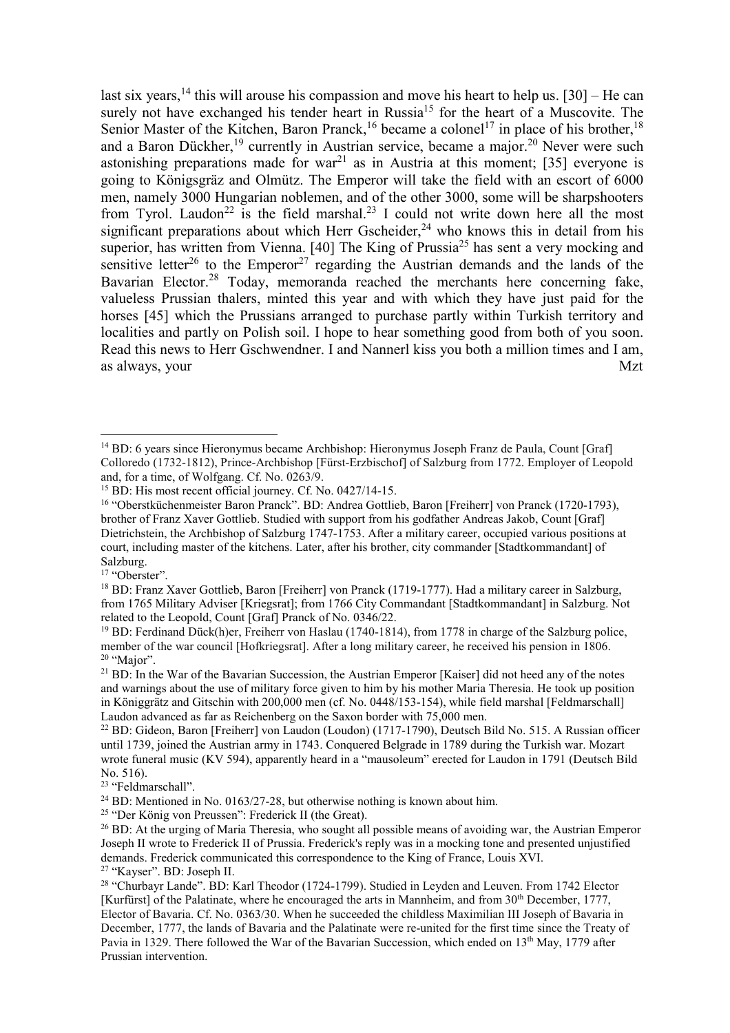last six years,[14] this will arouse his compassion and move his heart to help us. [30] – He can surely not have exchanged his tender heart in Russia[15] for the heart of a Muscovite. The Senior Master of the Kitchen, Baron Pranck,[16] became a colonel[17] in place of his brother,[18] and a Baron Dückher,[19] currently in Austrian service, became a major.[20] Never were such astonishing preparations made for war[21] as in Austria at this moment; [35] everyone is going to Königsgräz and Olmütz. The Emperor will take the field with an escort of 6000 men, namely 3000 Hungarian noblemen, and of the other 3000, some will be sharpshooters from Tyrol. Laudon[22] is the field marshal.[23] I could not write down here all the most significant preparations about which Herr Gscheider,[24] who knows this in detail from his superior, has written from Vienna. [40] The King of Prussia[25] has sent a very mocking and sensitive letter[26] to the Emperor[27] regarding the Austrian demands and the lands of the Bavarian Elector.[28] Today, memoranda reached the merchants here concerning fake, valueless Prussian thalers, minted this year and with which they have just paid for the horses [45] which the Prussians arranged to purchase partly within Turkish territory and localities and partly on Polish soil. I hope to hear something good from both of you soon. Read this news to Herr Gschwendner. I and Nannerl kiss you both a million times and I am, as always, your Mzt

---

[14] BD: 6 years since Hieronymus became Archbishop: Hieronymus Joseph Franz de Paula, Count [Graf] Colloredo (1732-1812), Prince-Archbishop [Fürst-Erzbischof] of Salzburg from 1772. Employer of Leopold and, for a time, of Wolfgang. Cf. No. 0263/9.

[15] BD: His most recent official journey. Cf. No. 0427/14-15.

[16] "Oberstküchenmeister Baron Pranck". BD: Andrea Gottlieb, Baron [Freiherr] von Pranck (1720-1793), brother of Franz Xaver Gottlieb. Studied with support from his godfather Andreas Jakob, Count [Graf] Dietrichstein, the Archbishop of Salzburg 1747-1753. After a military career, occupied various positions at court, including master of the kitchens. Later, after his brother, city commander [Stadtkommandant] of Salzburg.

[17] "Oberster".

[18] BD: Franz Xaver Gottlieb, Baron [Freiherr] von Pranck (1719-1777). Had a military career in Salzburg, from 1765 Military Adviser [Kriegsrat]; from 1766 City Commandant [Stadtkommandant] in Salzburg. Not related to the Leopold, Count [Graf] Pranck of No. 0346/22.

[19] BD: Ferdinand Dück(h)er, Freiherr von Haslau (1740-1814), from 1778 in charge of the Salzburg police, member of the war council [Hofkriegsrat]. After a long military career, he received his pension in 1806.

[20] "Major".

[21] BD: In the War of the Bavarian Succession, the Austrian Emperor [Kaiser] did not heed any of the notes and warnings about the use of military force given to him by his mother Maria Theresia. He took up position in Königgrätz and Gitschin with 200,000 men (cf. No. 0448/153-154), while field marshal [Feldmarschall] Laudon advanced as far as Reichenberg on the Saxon border with 75,000 men.

[22] BD: Gideon, Baron [Freiherr] von Laudon (Loudon) (1717-1790), Deutsch Bild No. 515. A Russian officer until 1739, joined the Austrian army in 1743. Conquered Belgrade in 1789 during the Turkish war. Mozart wrote funeral music (KV 594), apparently heard in a "mausoleum" erected for Laudon in 1791 (Deutsch Bild No. 516).

[23] "Feldmarschall".

[24] BD: Mentioned in No. 0163/27-28, but otherwise nothing is known about him.

[25] "Der König von Preussen": Frederick II (the Great).

[26] BD: At the urging of Maria Theresia, who sought all possible means of avoiding war, the Austrian Emperor Joseph II wrote to Frederick II of Prussia. Frederick's reply was in a mocking tone and presented unjustified demands. Frederick communicated this correspondence to the King of France, Louis XVI.

[27] "Kayser". BD: Joseph II.

[28] "Churbayr Lande". BD: Karl Theodor (1724-1799). Studied in Leyden and Leuven. From 1742 Elector [Kurfürst] of the Palatinate, where he encouraged the arts in Mannheim, and from 30th December, 1777, Elector of Bavaria. Cf. No. 0363/30. When he succeeded the childless Maximilian III Joseph of Bavaria in December, 1777, the lands of Bavaria and the Palatinate were re-united for the first time since the Treaty of Pavia in 1329. There followed the War of the Bavarian Succession, which ended on 13th May, 1779 after Prussian intervention.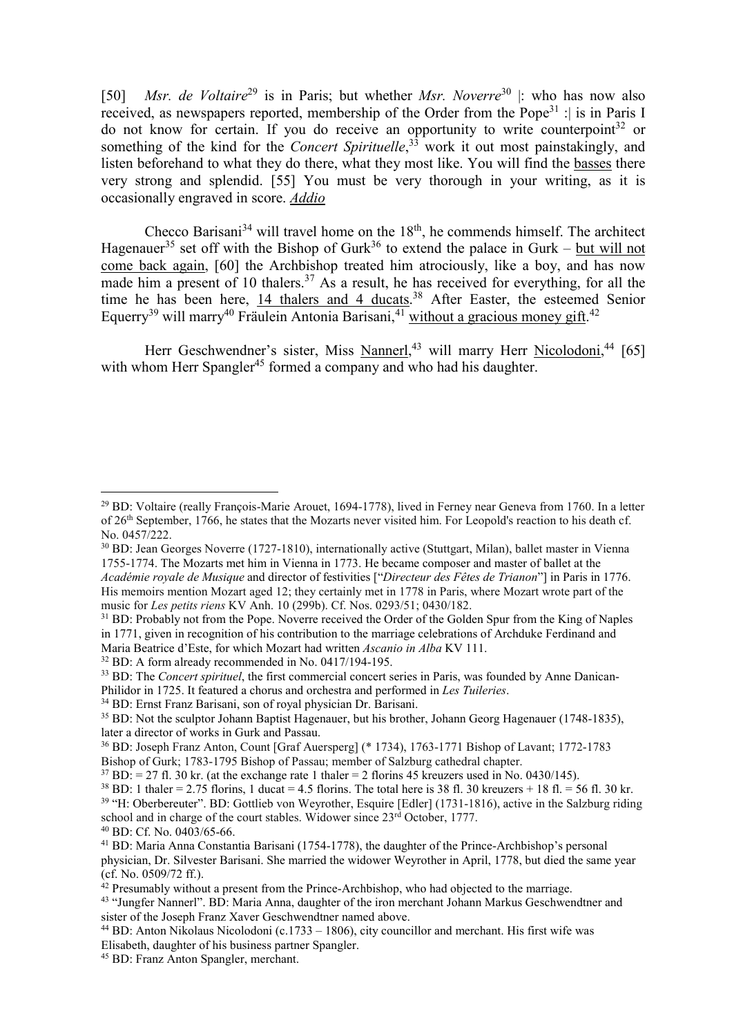[50] *Msr. de Voltaire*[29] is in Paris; but whether *Msr. Noverre*[30] |: who has now also received, as newspapers reported, membership of the Order from the Pope[31] :| is in Paris I do not know for certain. If you do receive an opportunity to write counterpoint[32] or something of the kind for the *Concert Spirituelle*,[33] work it out most painstakingly, and listen beforehand to what they do there, what they most like. You will find the basses there very strong and splendid. [55] You must be very thorough in your writing, as it is occasionally engraved in score. ***Addio***

Checco Barisani[34] will travel home on the 18th, he commends himself. The architect Hagenauer[35] set off with the Bishop of Gurk[36] to extend the palace in Gurk – but will not come back again, [60] the Archbishop treated him atrociously, like a boy, and has now made him a present of 10 thalers.[37] As a result, he has received for everything, for all the time he has been here, 14 thalers and 4 ducats.[38] After Easter, the esteemed Senior Equerry[39] will marry[40] Fräulein Antonia Barisani,[41] without a gracious money gift.[42]

Herr Geschwendner's sister, Miss Nannerl,[43] will marry Herr Nicolodoni,[44] [65] with whom Herr Spangler[45] formed a company and who had his daughter.

---

[29] BD: Voltaire (really François-Marie Arouet, 1694-1778), lived in Ferney near Geneva from 1760. In a letter of 26th September, 1766, he states that the Mozarts never visited him. For Leopold's reaction to his death cf. No. 0457/222.

[30] BD: Jean Georges Noverre (1727-1810), internationally active (Stuttgart, Milan), ballet master in Vienna 1755-1774. The Mozarts met him in Vienna in 1773. He became composer and master of ballet at the *Académie royale de Musique* and director of festivities ["*Directeur des Fêtes de Trianon*"] in Paris in 1776. His memoirs mention Mozart aged 12; they certainly met in 1778 in Paris, where Mozart wrote part of the music for *Les petits riens* KV Anh. 10 (299b). Cf. Nos. 0293/51; 0430/182.

[31] BD: Probably not from the Pope. Noverre received the Order of the Golden Spur from the King of Naples in 1771, given in recognition of his contribution to the marriage celebrations of Archduke Ferdinand and Maria Beatrice d'Este, for which Mozart had written *Ascanio in Alba* KV 111.

[32] BD: A form already recommended in No. 0417/194-195.

[33] BD: The *Concert spirituel*, the first commercial concert series in Paris, was founded by Anne Danican-Philidor in 1725. It featured a chorus and orchestra and performed in *Les Tuileries*.

[34] BD: Ernst Franz Barisani, son of royal physician Dr. Barisani.

[35] BD: Not the sculptor Johann Baptist Hagenauer, but his brother, Johann Georg Hagenauer (1748-1835), later a director of works in Gurk and Passau.

[36] BD: Joseph Franz Anton, Count [Graf Auersperg] (* 1734), 1763-1771 Bishop of Lavant; 1772-1783 Bishop of Gurk; 1783-1795 Bishop of Passau; member of Salzburg cathedral chapter.

[37] BD: = 27 fl. 30 kr. (at the exchange rate 1 thaler = 2 florins 45 kreuzers used in No. 0430/145).

[38] BD: 1 thaler = 2.75 florins, 1 ducat = 4.5 florins. The total here is 38 fl. 30 kreuzers + 18 fl. = 56 fl. 30 kr.

[39] "H: Oberbereuter". BD: Gottlieb von Weyrother, Esquire [Edler] (1731-1816), active in the Salzburg riding school and in charge of the court stables. Widower since 23rd October, 1777.

[40] BD: Cf. No. 0403/65-66.

[41] BD: Maria Anna Constantia Barisani (1754-1778), the daughter of the Prince-Archbishop's personal physician, Dr. Silvester Barisani. She married the widower Weyrother in April, 1778, but died the same year (cf. No. 0509/72 ff.).

[42] Presumably without a present from the Prince-Archbishop, who had objected to the marriage.

[43] "Jungfer Nannerl". BD: Maria Anna, daughter of the iron merchant Johann Markus Geschwendtner and sister of the Joseph Franz Xaver Geschwendtner named above.

[44] BD: Anton Nikolaus Nicolodoni (c.1733 – 1806), city councillor and merchant. His first wife was Elisabeth, daughter of his business partner Spangler.

[45] BD: Franz Anton Spangler, merchant.